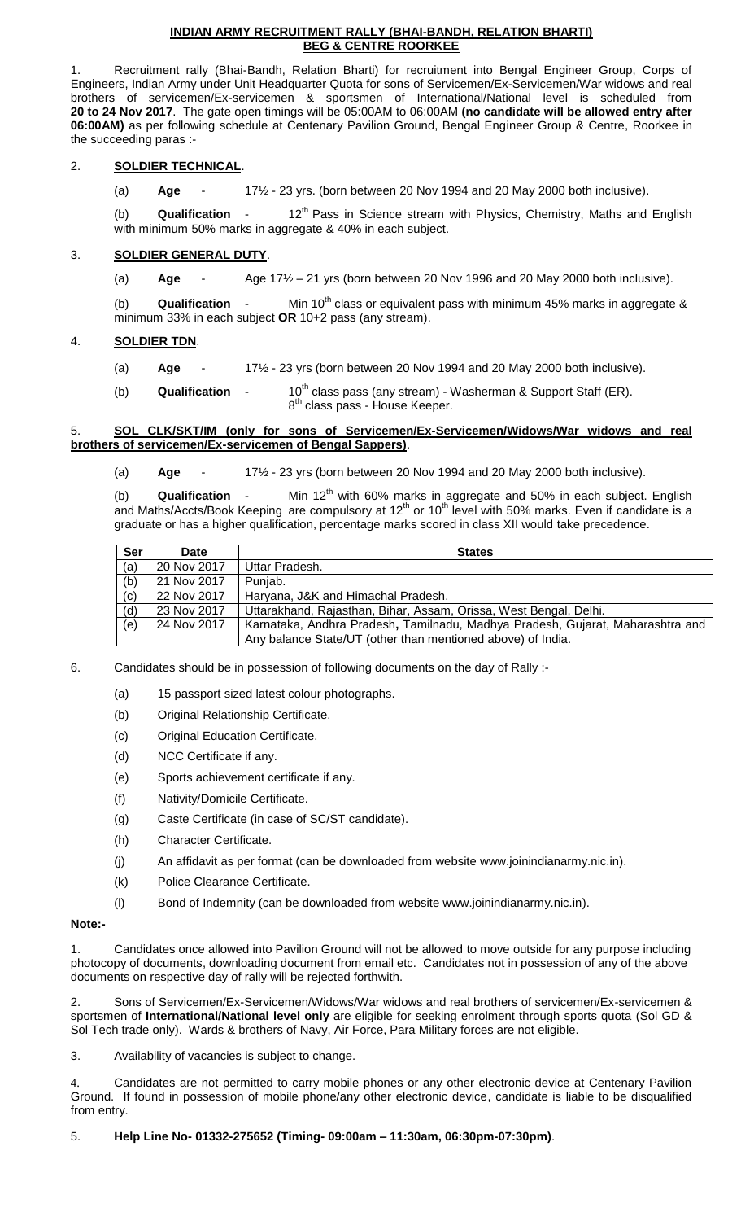# INDIAN ARMY RECRUITMENT RALLY (BHAI-BANDH, RELATION BHARTI) BEG & CENTRE ROORKEE

1. Recruitment rally (Bhai-Bandh, Relation Bharti) for recruitment into Bengal Engineer Group, Corps of Engineers, Indian Army under Unit Headquarter Quota for sons of Servicemen/Ex-Servicemen/War widows and real brothers of servicemen/Ex-servicemen & sportsmen of International/National level is scheduled from **20 to 24 Nov 2017**. The gate open timings will be 05:00AM to 06:00AM **(no candidate will be allowed entry after 06:00AM)** as per following schedule at Centenary Pavilion Ground, Bengal Engineer Group & Centre, Roorkee in the succeeding paras :-

2. **SOLDIER TECHNICAL**.

(a) **Age** - 17½ - 23 yrs. (born between 20 Nov 1994 and 20 May 2000 both inclusive).

(b) **Qualification** - 12th Pass in Science stream with Physics, Chemistry, Maths and English with minimum 50% marks in aggregate & 40% in each subject.

3. **SOLDIER GENERAL DUTY**.

(a) **Age** - Age 17½ – 21 yrs (born between 20 Nov 1996 and 20 May 2000 both inclusive).

(b) **Qualification** - Min 10th class or equivalent pass with minimum 45% marks in aggregate & minimum 33% in each subject **OR** 10+2 pass (any stream).

4. **SOLDIER TDN**.

(a) **Age** - 17½ - 23 yrs (born between 20 Nov 1994 and 20 May 2000 both inclusive).

(b) **Qualification** - 10th class pass (any stream) - Washerman & Support Staff (ER).
8th class pass - House Keeper.

5. **SOL CLK/SKT/IM (only for sons of Servicemen/Ex-Servicemen/Widows/War widows and real brothers of servicemen/Ex-servicemen of Bengal Sappers)**.

(a) **Age** - 17½ - 23 yrs (born between 20 Nov 1994 and 20 May 2000 both inclusive).

(b) **Qualification** - Min 12th with 60% marks in aggregate and 50% in each subject. English and Maths/Accts/Book Keeping are compulsory at 12th or 10th level with 50% marks. Even if candidate is a graduate or has a higher qualification, percentage marks scored in class XII would take precedence.

| Ser | Date | States |
|---|---|---|
| (a) | 20 Nov 2017 | Uttar Pradesh. |
| (b) | 21 Nov 2017 | Punjab. |
| (c) | 22 Nov 2017 | Haryana, J&K and Himachal Pradesh. |
| (d) | 23 Nov 2017 | Uttarakhand, Rajasthan, Bihar, Assam, Orissa, West Bengal, Delhi. |
| (e) | 24 Nov 2017 | Karnataka, Andhra Pradesh**,** Tamilnadu, Madhya Pradesh, Gujarat, Maharashtra and Any balance State/UT (other than mentioned above) of India. |

6. Candidates should be in possession of following documents on the day of Rally :-

(a) 15 passport sized latest colour photographs.

(b) Original Relationship Certificate.

(c) Original Education Certificate.

(d) NCC Certificate if any.

(e) Sports achievement certificate if any.

(f) Nativity/Domicile Certificate.

(g) Caste Certificate (in case of SC/ST candidate).

(h) Character Certificate.

(j) An affidavit as per format (can be downloaded from website www.joinindianarmy.nic.in).

(k) Police Clearance Certificate.

(l) Bond of Indemnity (can be downloaded from website www.joinindianarmy.nic.in).

**Note:-**

1. Candidates once allowed into Pavilion Ground will not be allowed to move outside for any purpose including photocopy of documents, downloading document from email etc. Candidates not in possession of any of the above documents on respective day of rally will be rejected forthwith.

2. Sons of Servicemen/Ex-Servicemen/Widows/War widows and real brothers of servicemen/Ex-servicemen & sportsmen of **International/National level only** are eligible for seeking enrolment through sports quota (Sol GD & Sol Tech trade only). Wards & brothers of Navy, Air Force, Para Military forces are not eligible.

3. Availability of vacancies is subject to change.

4. Candidates are not permitted to carry mobile phones or any other electronic device at Centenary Pavilion Ground. If found in possession of mobile phone/any other electronic device, candidate is liable to be disqualified from entry.

5. **Help Line No- 01332-275652 (Timing- 09:00am – 11:30am, 06:30pm-07:30pm)**.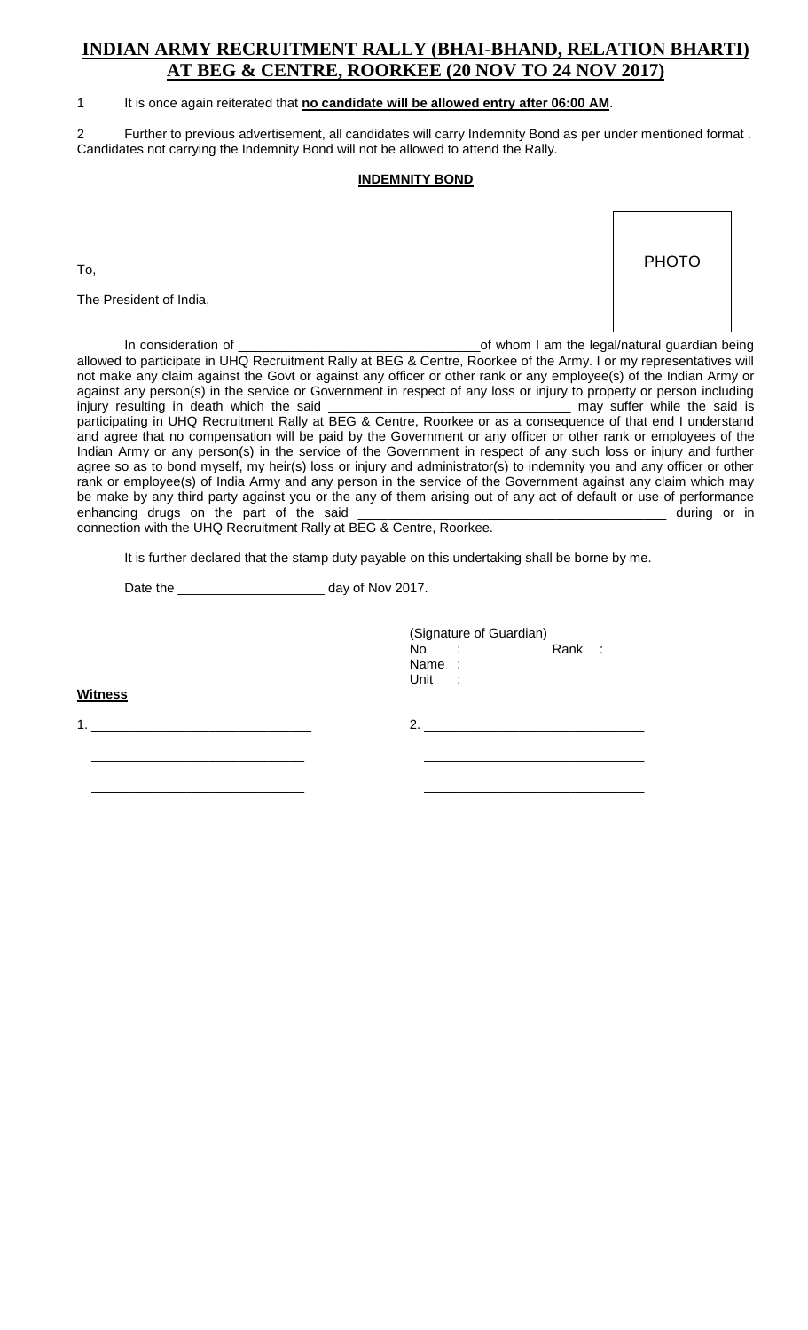# INDIAN ARMY RECRUITMENT RALLY (BHAI-BHAND, RELATION BHARTI) AT BEG & CENTRE, ROORKEE (20 NOV TO 24 NOV 2017)

1 It is once again reiterated that **no candidate will be allowed entry after 06:00 AM**.

2 Further to previous advertisement, all candidates will carry Indemnity Bond as per under mentioned format . Candidates not carrying the Indemnity Bond will not be allowed to attend the Rally.

**INDEMNITY BOND**

PHOTO

To,

The President of India,

In consideration of ________________________________of whom I am the legal/natural guardian being allowed to participate in UHQ Recruitment Rally at BEG & Centre, Roorkee of the Army. I or my representatives will not make any claim against the Govt or against any officer or other rank or any employee(s) of the Indian Army or against any person(s) in the service or Government in respect of any loss or injury to property or person including injury resulting in death which the said ________________________________ may suffer while the said is participating in UHQ Recruitment Rally at BEG & Centre, Roorkee or as a consequence of that end I understand and agree that no compensation will be paid by the Government or any officer or other rank or employees of the Indian Army or any person(s) in the service of the Government in respect of any such loss or injury and further agree so as to bond myself, my heir(s) loss or injury and administrator(s) to indemnity you and any officer or other rank or employee(s) of India Army and any person in the service of the Government against any claim which may be make by any third party against you or the any of them arising out of any act of default or use of performance enhancing drugs on the part of the said ________________________________________ during or in connection with the UHQ Recruitment Rally at BEG & Centre, Roorkee.

It is further declared that the stamp duty payable on this undertaking shall be borne by me.

Date the ___________________ day of Nov 2017.

(Signature of Guardian)
No : Rank :
Name :
Unit :

**Witness**

1. ______________________________ 2. ______________________________

______________________________ ______________________________

______________________________ ______________________________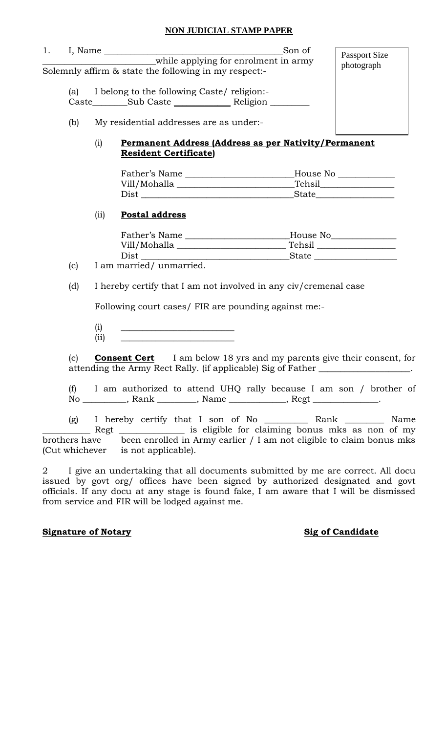**NON JUDICIAL STAMP PAPER**

Passport Size photograph

1. I, Name ________________________________________Son of _________________________while applying for enrolment in army Solemnly affirm & state the following in my respect:-

   (a) I belong to the following Caste/ religion:-
   Caste________Sub Caste ____________ Religion _________

   (b) My residential addresses are as under:-

      (i) **Permanent Address (Address as per Nativity/Permanent Resident Certificate)**

      Father's Name ________________________House No _____________
      Vill/Mohalla __________________________Tehsil_________________
      Dist __________________________________State__________________

      (ii) **Postal address**

      Father's Name _______________________House No_______________
      Vill/Mohalla ________________________ Tehsil __________________
      Dist _________________________________State ___________________

   (c) I am married/ unmarried.

   (d) I hereby certify that I am not involved in any civ/cremenal case

   Following court cases/ FIR are pounding against me:-

      (i) _________________________
      (ii) _________________________

   (e) **Consent Cert** I am below 18 yrs and my parents give their consent, for attending the Army Rect Rally. (if applicable) Sig of Father _____________________.

   (f) I am authorized to attend UHQ rally because I am son / brother of No __________, Rank _________, Name _____________, Regt _______________.

   (g) I hereby certify that I son of No __________ Rank _________ Name ___________ Regt _______________ is eligible for claiming bonus mks as non of my brothers have been enrolled in Army earlier / I am not eligible to claim bonus mks (Cut whichever is not applicable).

2 I give an undertaking that all documents submitted by me are correct. All docu issued by govt org/ offices have been signed by authorized designated and govt officials. If any docu at any stage is found fake, I am aware that I will be dismissed from service and FIR will be lodged against me.

**Signature of Notary** **Sig of Candidate**